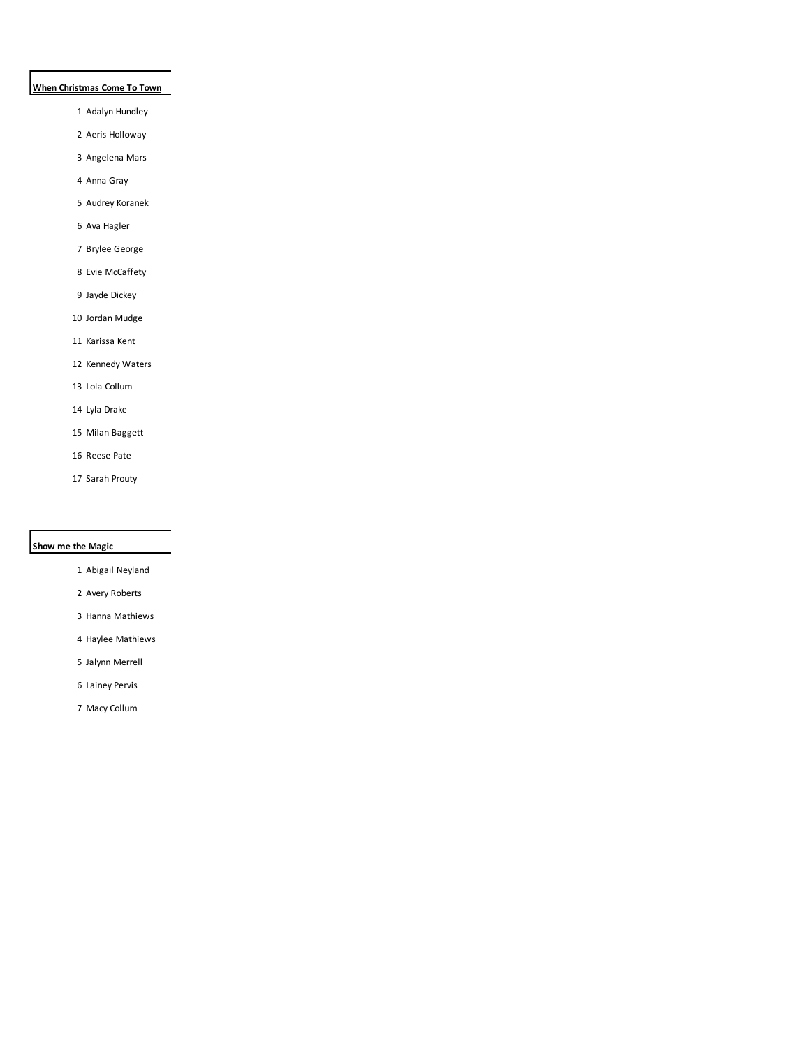**When Christmas Come To Town**

1 Adalyn Hundley

2 Aeris Holloway

3 Angelena Mars

4 Anna Gray

5 Audrey Koranek

6 Ava Hagler

7 Brylee George

8 Evie McCaffety

9 Jayde Dickey

10 Jordan Mudge

11 Karissa Kent

12 Kennedy Waters

13 Lola Collum

14 Lyla Drake

15 Milan Baggett

16 Reese Pate

17 Sarah Prouty

**Show me the Magic**

1 Abigail Neyland

2 Avery Roberts

3 Hanna Mathiews

4 Haylee Mathiews

5 Jalynn Merrell

6 Lainey Pervis

7 Macy Collum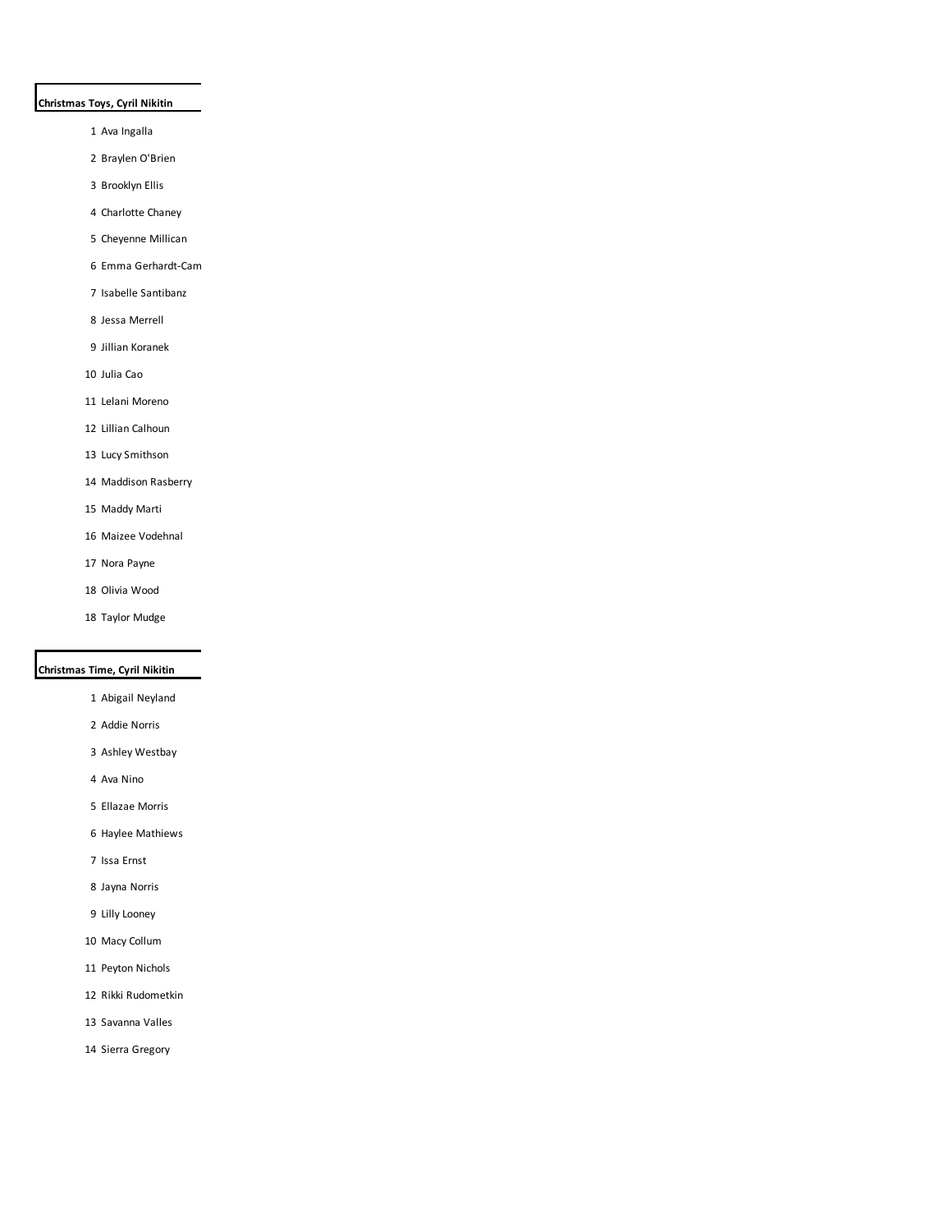**Christmas Toys, Cyril Nikitin**

1 Ava Ingalla
2 Braylen O'Brien
3 Brooklyn Ellis
4 Charlotte Chaney
5 Cheyenne Millican
6 Emma Gerhardt-Cam
7 Isabelle Santibanz
8 Jessa Merrell
9 Jillian Koranek
10 Julia Cao
11 Lelani Moreno
12 Lillian Calhoun
13 Lucy Smithson
14 Maddison Rasberry
15 Maddy Marti
16 Maizee Vodehnal
17 Nora Payne
18 Olivia Wood
18 Taylor Mudge

**Christmas Time, Cyril Nikitin**

1 Abigail Neyland
2 Addie Norris
3 Ashley Westbay
4 Ava Nino
5 Ellazae Morris
6 Haylee Mathiews
7 Issa Ernst
8 Jayna Norris
9 Lilly Looney
10 Macy Collum
11 Peyton Nichols
12 Rikki Rudometkin
13 Savanna Valles
14 Sierra Gregory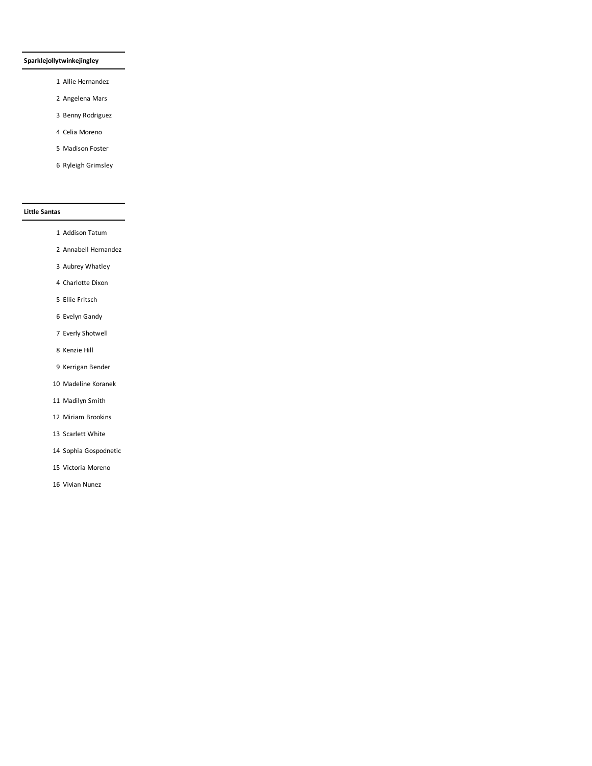**Sparklejollytwinkejingley**

1. Allie Hernandez
2. Angelena Mars
3. Benny Rodriguez
4. Celia Moreno
5. Madison Foster
6. Ryleigh Grimsley

**Little Santas**

1. Addison Tatum
2. Annabell Hernandez
3. Aubrey Whatley
4. Charlotte Dixon
5. Ellie Fritsch
6. Evelyn Gandy
7. Everly Shotwell
8. Kenzie Hill
9. Kerrigan Bender
10. Madeline Koranek
11. Madilyn Smith
12. Miriam Brookins
13. Scarlett White
14. Sophia Gospodnetic
15. Victoria Moreno
16. Vivian Nunez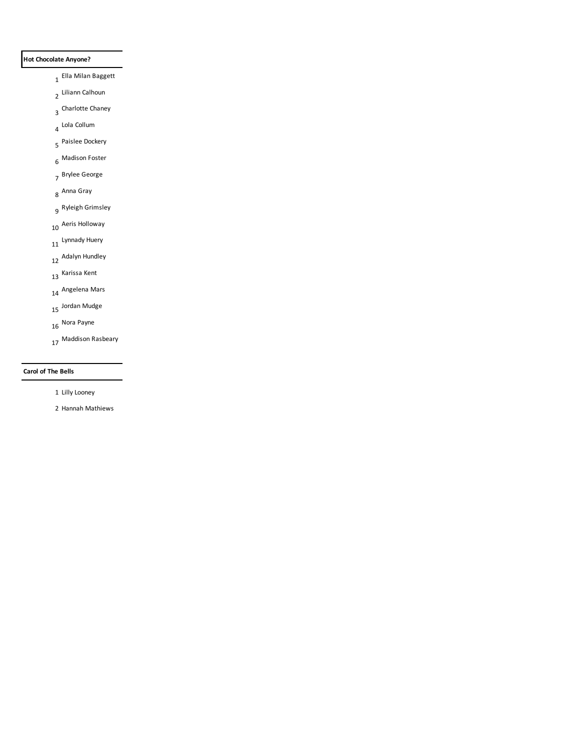**Hot Chocolate Anyone?**

1. Ella Milan Baggett
2. Liliann Calhoun
3. Charlotte Chaney
4. Lola Collum
5. Paislee Dockery
6. Madison Foster
7. Brylee George
8. Anna Gray
9. Ryleigh Grimsley
10. Aeris Holloway
11. Lynnady Huery
12. Adalyn Hundley
13. Karissa Kent
14. Angelena Mars
15. Jordan Mudge
16. Nora Payne
17. Maddison Rasbeary

**Carol of The Bells**

1. Lilly Looney
2. Hannah Mathiews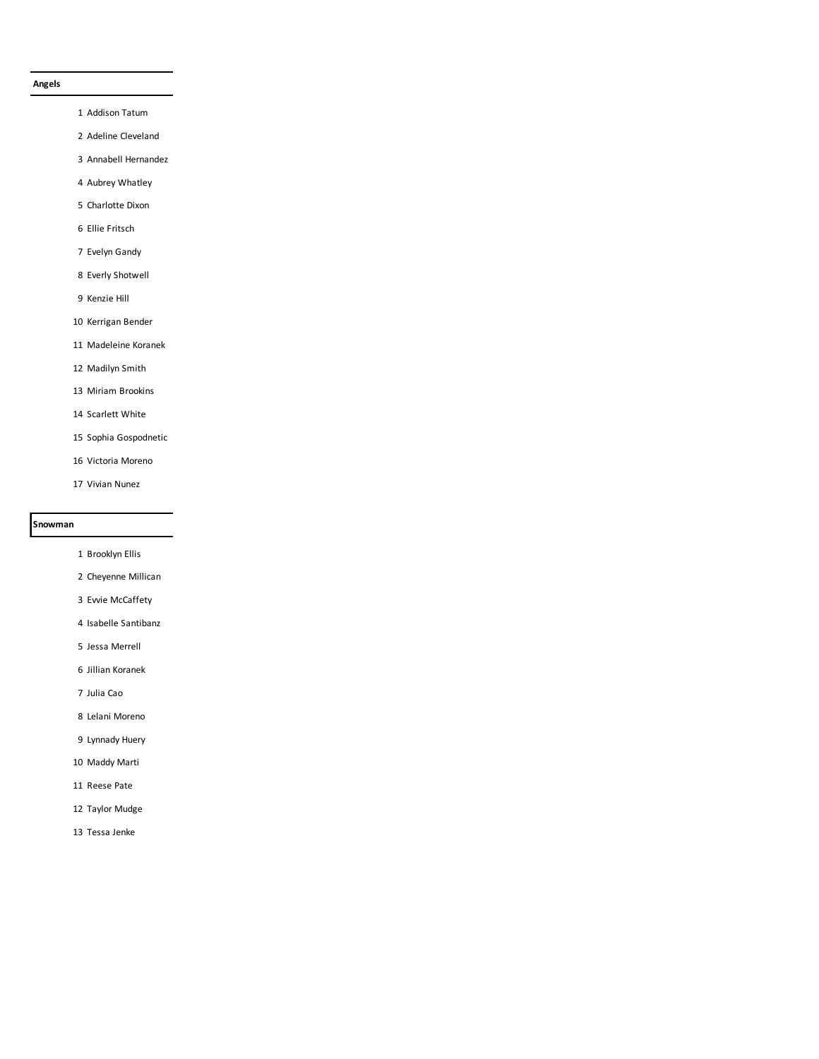**Angels**

| | |
|---|---|
| 1 | Addison Tatum |
| 2 | Adeline Cleveland |
| 3 | Annabell Hernandez |
| 4 | Aubrey Whatley |
| 5 | Charlotte Dixon |
| 6 | Ellie Fritsch |
| 7 | Evelyn Gandy |
| 8 | Everly Shotwell |
| 9 | Kenzie Hill |
| 10 | Kerrigan Bender |
| 11 | Madeleine Koranek |
| 12 | Madilyn Smith |
| 13 | Miriam Brookins |
| 14 | Scarlett White |
| 15 | Sophia Gospodnetic |
| 16 | Victoria Moreno |
| 17 | Vivian Nunez |

**Snowman**

| | |
|---|---|
| 1 | Brooklyn Ellis |
| 2 | Cheyenne Millican |
| 3 | Evvie McCaffety |
| 4 | Isabelle Santibanz |
| 5 | Jessa Merrell |
| 6 | Jillian Koranek |
| 7 | Julia Cao |
| 8 | Lelani Moreno |
| 9 | Lynnady Huery |
| 10 | Maddy Marti |
| 11 | Reese Pate |
| 12 | Taylor Mudge |
| 13 | Tessa Jenke |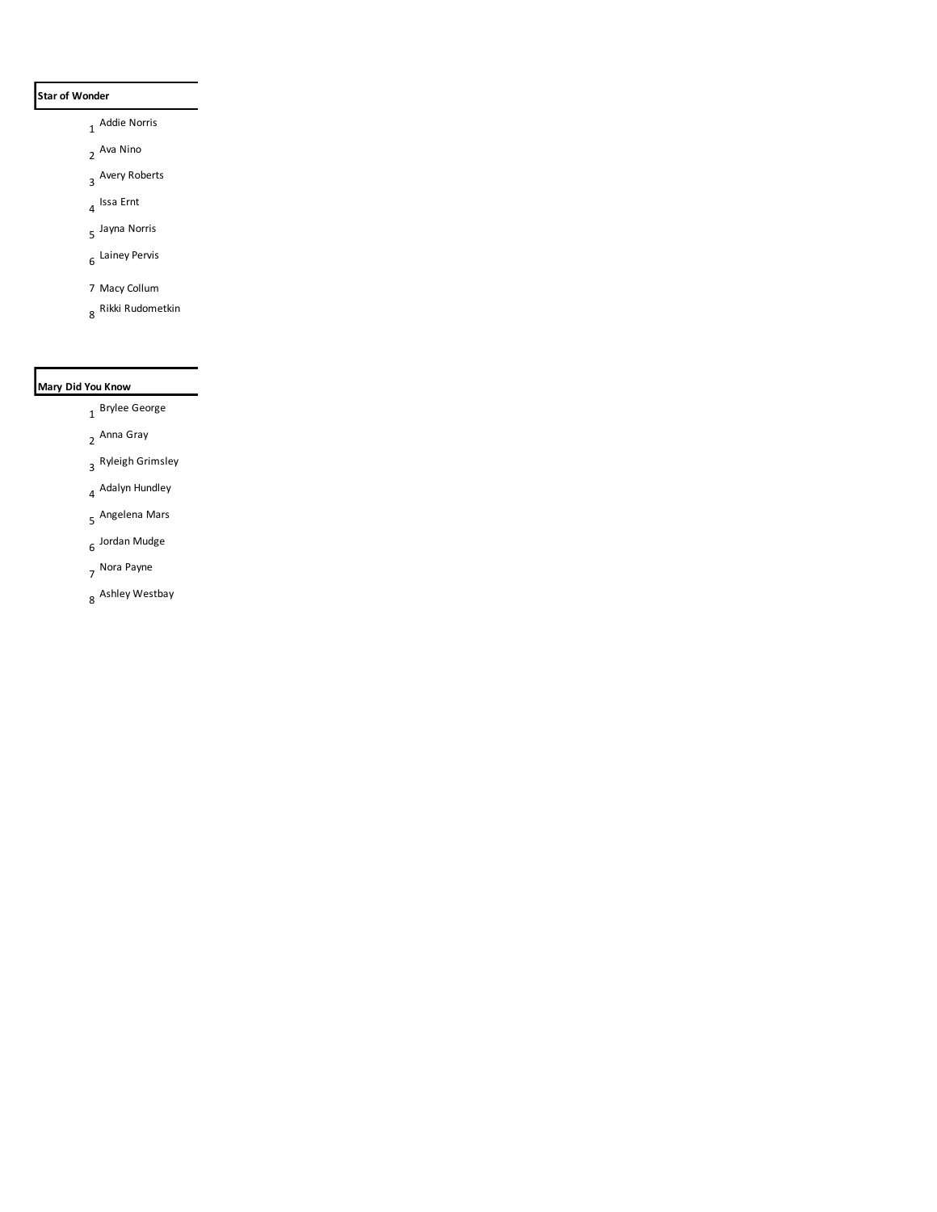**Star of Wonder**

1. Addie Norris
2. Ava Nino
3. Avery Roberts
4. Issa Ernt
5. Jayna Norris
6. Lainey Pervis
7. Macy Collum
8. Rikki Rudometkin

**Mary Did You Know**

1. Brylee George
2. Anna Gray
3. Ryleigh Grimsley
4. Adalyn Hundley
5. Angelena Mars
6. Jordan Mudge
7. Nora Payne
8. Ashley Westbay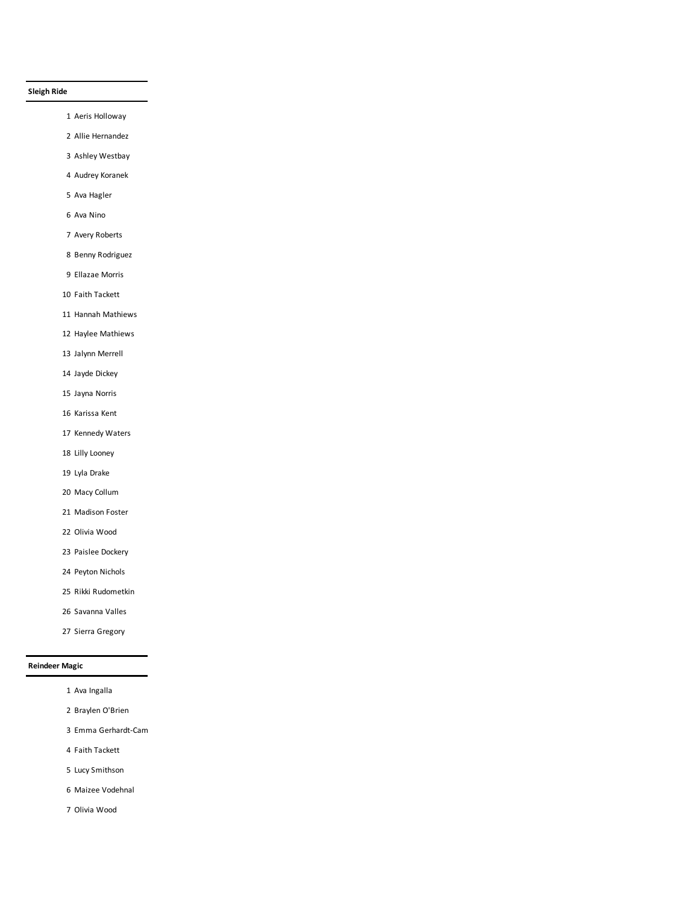**Sleigh Ride**

1 Aeris Holloway
2 Allie Hernandez
3 Ashley Westbay
4 Audrey Koranek
5 Ava Hagler
6 Ava Nino
7 Avery Roberts
8 Benny Rodriguez
9 Ellazae Morris
10 Faith Tackett
11 Hannah Mathiews
12 Haylee Mathiews
13 Jalynn Merrell
14 Jayde Dickey
15 Jayna Norris
16 Karissa Kent
17 Kennedy Waters
18 Lilly Looney
19 Lyla Drake
20 Macy Collum
21 Madison Foster
22 Olivia Wood
23 Paislee Dockery
24 Peyton Nichols
25 Rikki Rudometkin
26 Savanna Valles
27 Sierra Gregory

**Reindeer Magic**

1 Ava Ingalla
2 Braylen O'Brien
3 Emma Gerhardt-Cam
4 Faith Tackett
5 Lucy Smithson
6 Maizee Vodehnal
7 Olivia Wood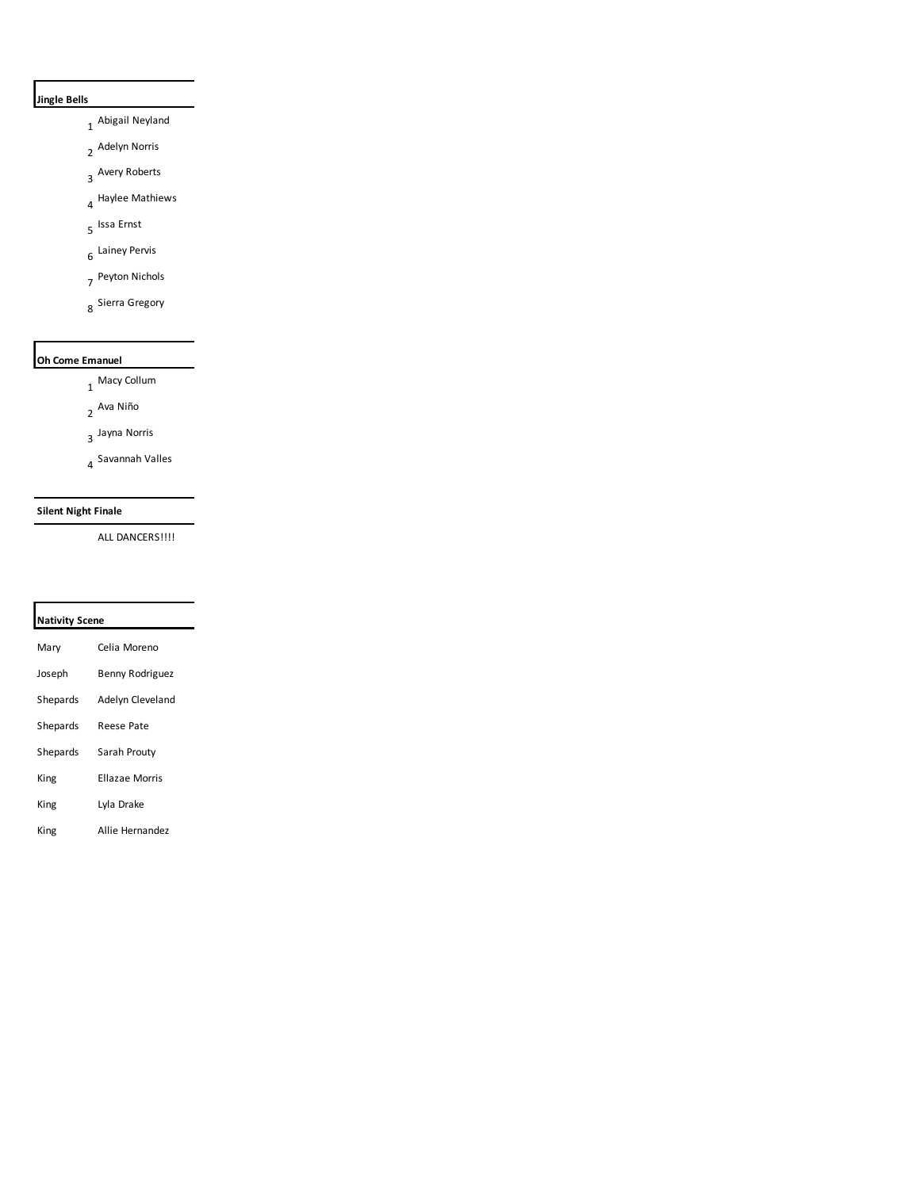**Jingle Bells**

| | |
|---|---|
| 1 | Abigail Neyland |
| 2 | Adelyn Norris |
| 3 | Avery Roberts |
| 4 | Haylee Mathiews |
| 5 | Issa Ernst |
| 6 | Lainey Pervis |
| 7 | Peyton Nichols |
| 8 | Sierra Gregory |

**Oh Come Emanuel**

| | |
|---|---|
| 1 | Macy Collum |
| 2 | Ava Niño |
| 3 | Jayna Norris |
| 4 | Savannah Valles |

**Silent Night Finale**

ALL DANCERS!!!!

**Nativity Scene**

| | |
|---|---|
| Mary | Celia Moreno |
| Joseph | Benny Rodriguez |
| Shepards | Adelyn Cleveland |
| Shepards | Reese Pate |
| Shepards | Sarah Prouty |
| King | Ellazae Morris |
| King | Lyla Drake |
| King | Allie Hernandez |